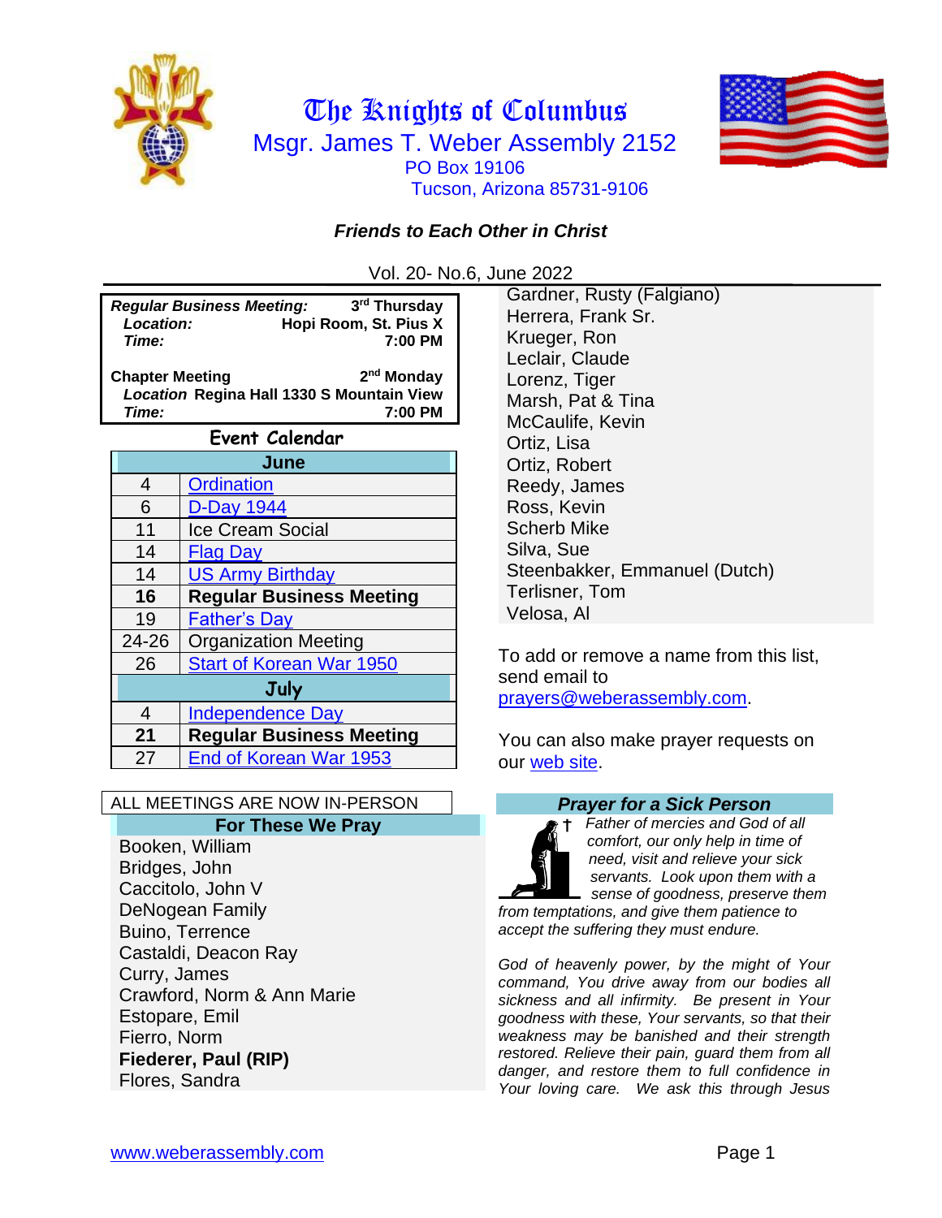# The Knights of Columbus

## Msgr. James T. Weber Assembly 2152

PO Box 19106
Tucson, Arizona 85731-9106

***Friends to Each Other in Christ***

Vol. 20- No.6, June 2022

| | |
|---|---|
| ***Regular Business Meeting:*** | **3rd Thursday** |
| ***Location:*** | **Hopi Room, St. Pius X** |
| ***Time:*** | **7:00 PM** |
| **Chapter Meeting** | **2nd Monday** |
| ***Location*** | **Regina Hall 1330 S Mountain View** |
| ***Time:*** | **7:00 PM** |

### Event Calendar

| June | |
|---|---|
| 4 | Ordination |
| 6 | D-Day 1944 |
| 11 | Ice Cream Social |
| 14 | Flag Day |
| 14 | US Army Birthday |
| **16** | **Regular Business Meeting** |
| 19 | Father's Day |
| 24-26 | Organization Meeting |
| 26 | Start of Korean War 1950 |
| **July** | |
| 4 | Independence Day |
| **21** | **Regular Business Meeting** |
| 27 | End of Korean War 1953 |

ALL MEETINGS ARE NOW IN-PERSON

### For These We Pray

Booken, William
Bridges, John
Caccitolo, John V
DeNogean Family
Buino, Terrence
Castaldi, Deacon Ray
Curry, James
Crawford, Norm & Ann Marie
Estopare, Emil
Fierro, Norm
**Fiederer, Paul (RIP)**
Flores, Sandra
Gardner, Rusty (Falgiano)
Herrera, Frank Sr.
Krueger, Ron
Leclair, Claude
Lorenz, Tiger
Marsh, Pat & Tina
McCaulife, Kevin
Ortiz, Lisa
Ortiz, Robert
Reedy, James
Ross, Kevin
Scherb Mike
Silva, Sue
Steenbakker, Emmanuel (Dutch)
Terlisner, Tom
Velosa, Al

To add or remove a name from this list, send email to prayers@weberassembly.com.

You can also make prayer requests on our web site.

### *Prayer for a Sick Person*

*Father of mercies and God of all comfort, our only help in time of need, visit and relieve your sick servants. Look upon them with a sense of goodness, preserve them from temptations, and give them patience to accept the suffering they must endure.*

*God of heavenly power, by the might of Your command, You drive away from our bodies all sickness and all infirmity. Be present in Your goodness with these, Your servants, so that their weakness may be banished and their strength restored. Relieve their pain, guard them from all danger, and restore them to full confidence in Your loving care. We ask this through Jesus*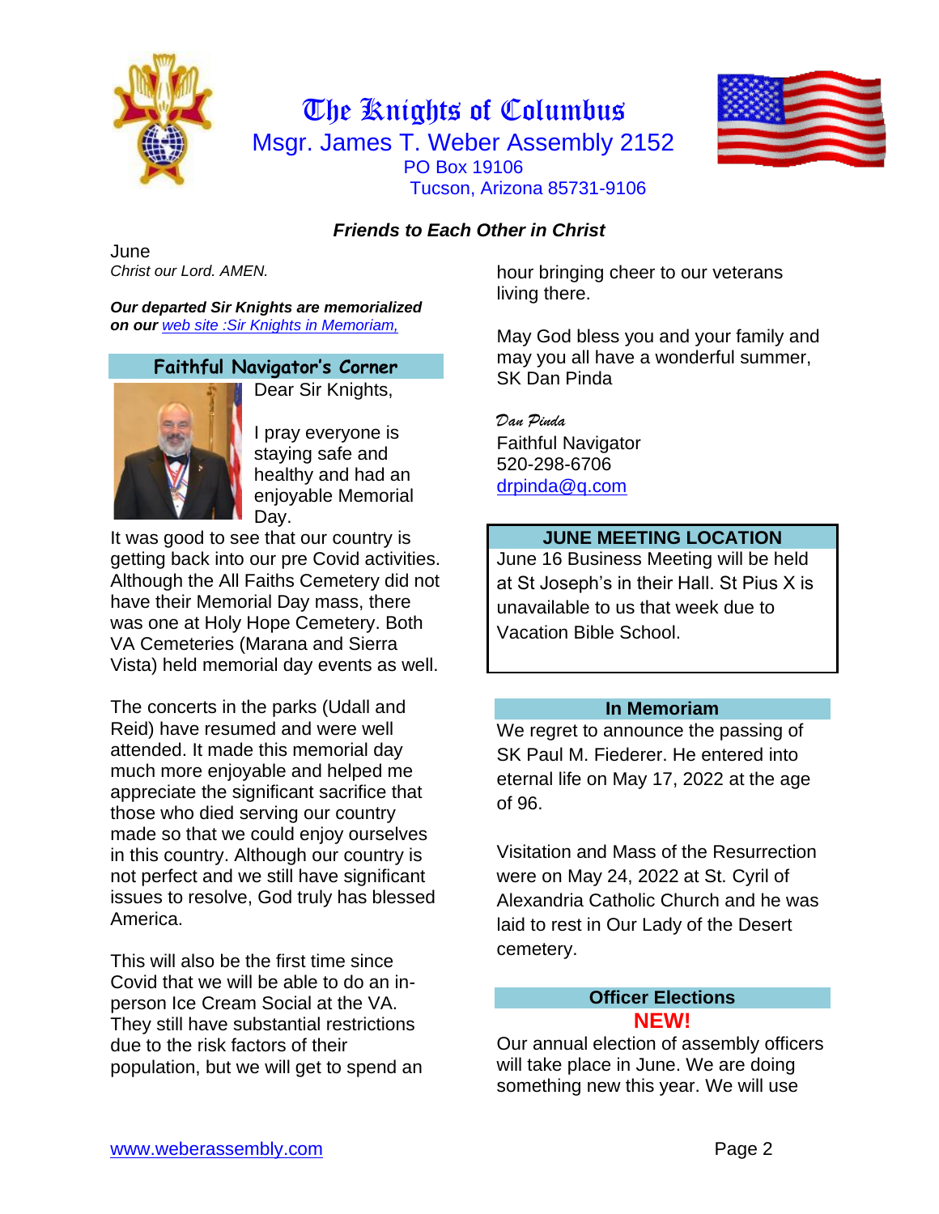# The Knights of Columbus

## Msgr. James T. Weber Assembly 2152

PO Box 19106
Tucson, Arizona 85731-9106

***Friends to Each Other in Christ***

June
*Christ our Lord. AMEN.*

***Our departed Sir Knights are memorialized on our** [web site :Sir Knights in Memoriam,](#)*

### Faithful Navigator's Corner

Dear Sir Knights,

I pray everyone is staying safe and healthy and had an enjoyable Memorial Day.

It was good to see that our country is getting back into our pre Covid activities. Although the All Faiths Cemetery did not have their Memorial Day mass, there was one at Holy Hope Cemetery. Both VA Cemeteries (Marana and Sierra Vista) held memorial day events as well.

The concerts in the parks (Udall and Reid) have resumed and were well attended. It made this memorial day much more enjoyable and helped me appreciate the significant sacrifice that those who died serving our country made so that we could enjoy ourselves in this country. Although our country is not perfect and we still have significant issues to resolve, God truly has blessed America.

This will also be the first time since Covid that we will be able to do an in-person Ice Cream Social at the VA. They still have substantial restrictions due to the risk factors of their population, but we will get to spend an hour bringing cheer to our veterans living there.

May God bless you and your family and may you all have a wonderful summer,
SK Dan Pinda

*Dan Pinda*
Faithful Navigator
520-298-6706
[drpinda@q.com](mailto:drpinda@q.com)

### JUNE MEETING LOCATION

June 16 Business Meeting will be held at St Joseph's in their Hall. St Pius X is unavailable to us that week due to Vacation Bible School.

### In Memoriam

We regret to announce the passing of SK Paul M. Fiederer. He entered into eternal life on May 17, 2022 at the age of 96.

Visitation and Mass of the Resurrection were on May 24, 2022 at St. Cyril of Alexandria Catholic Church and he was laid to rest in Our Lady of the Desert cemetery.

### Officer Elections

**NEW!**

Our annual election of assembly officers will take place in June. We are doing something new this year. We will use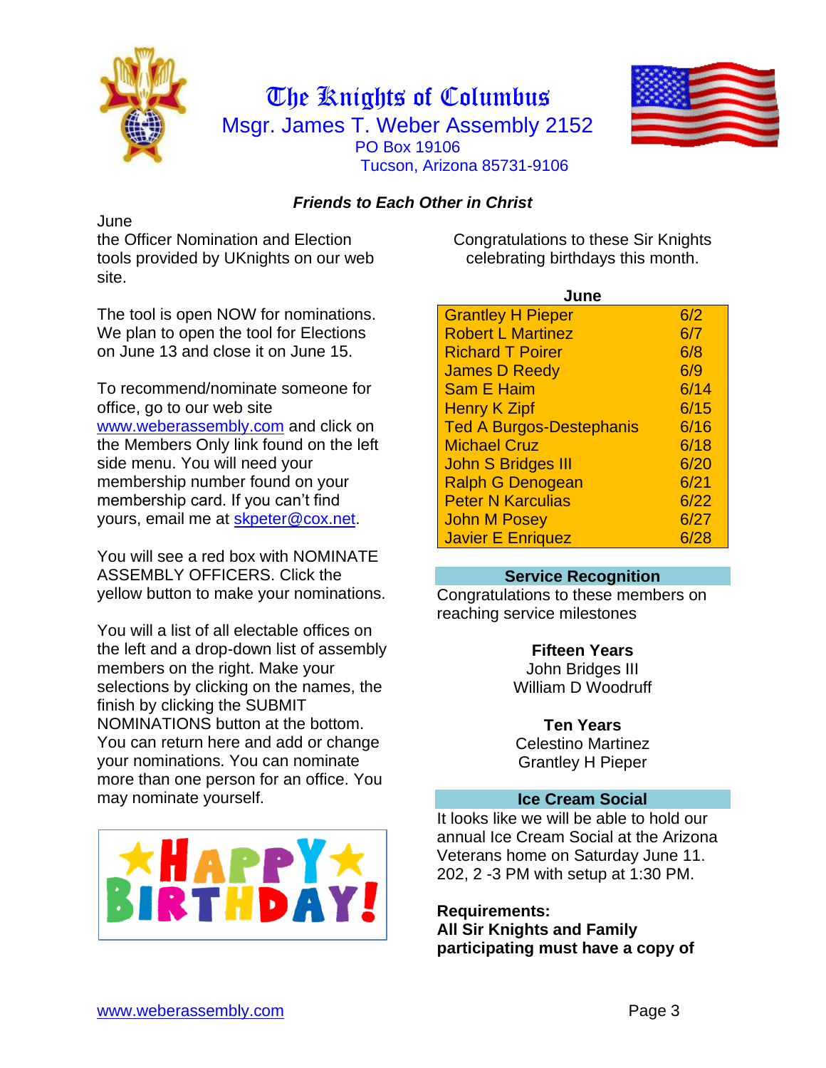# The Knights of Columbus

## Msgr. James T. Weber Assembly 2152

PO Box 19106
Tucson, Arizona 85731-9106

***Friends to Each Other in Christ***

June
the Officer Nomination and Election tools provided by UKnights on our web site.

The tool is open NOW for nominations. We plan to open the tool for Elections on June 13 and close it on June 15.

To recommend/nominate someone for office, go to our web site www.weberassembly.com and click on the Members Only link found on the left side menu. You will need your membership number found on your membership card. If you can't find yours, email me at skpeter@cox.net.

You will see a red box with NOMINATE ASSEMBLY OFFICERS. Click the yellow button to make your nominations.

You will a list of all electable offices on the left and a drop-down list of assembly members on the right. Make your selections by clicking on the names, the finish by clicking the SUBMIT NOMINATIONS button at the bottom. You can return here and add or change your nominations. You can nominate more than one person for an office. You may nominate yourself.

Congratulations to these Sir Knights celebrating birthdays this month.

**June**

| Name | Date |
|---|---|
| Grantley H Pieper | 6/2 |
| Robert L Martinez | 6/7 |
| Richard T Poirer | 6/8 |
| James D Reedy | 6/9 |
| Sam E Haim | 6/14 |
| Henry K Zipf | 6/15 |
| Ted A Burgos-Destephanis | 6/16 |
| Michael Cruz | 6/18 |
| John S Bridges III | 6/20 |
| Ralph G Denogean | 6/21 |
| Peter N Karculias | 6/22 |
| John M Posey | 6/27 |
| Javier E Enriquez | 6/28 |

### Service Recognition

Congratulations to these members on reaching service milestones

**Fifteen Years**
John Bridges III
William D Woodruff

**Ten Years**
Celestino Martinez
Grantley H Pieper

### Ice Cream Social

It looks like we will be able to hold our annual Ice Cream Social at the Arizona Veterans home on Saturday June 11. 202, 2 -3 PM with setup at 1:30 PM.

**Requirements:**
**All Sir Knights and Family participating must have a copy of**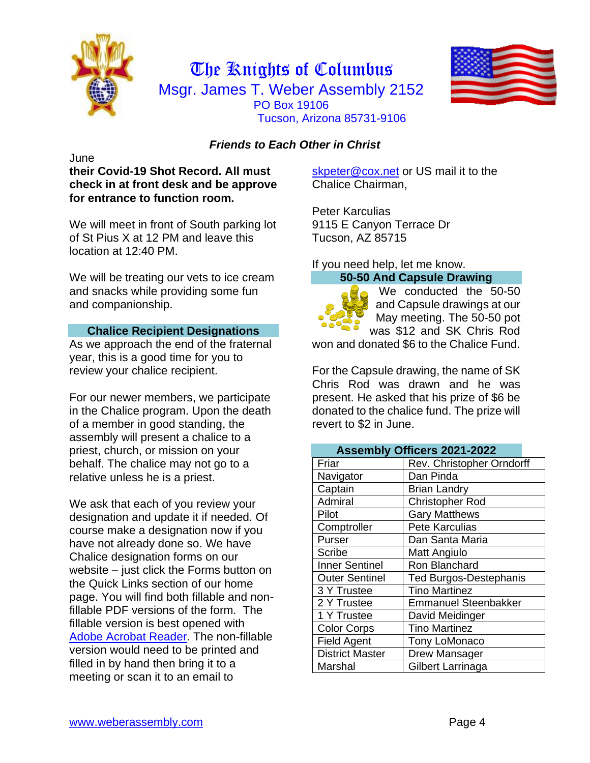# The Knights of Columbus

## Msgr. James T. Weber Assembly 2152

PO Box 19106
Tucson, Arizona 85731-9106

***Friends to Each Other in Christ***

June

**their Covid-19 Shot Record. All must check in at front desk and be approve for entrance to function room.**

We will meet in front of South parking lot of St Pius X at 12 PM and leave this location at 12:40 PM.

We will be treating our vets to ice cream and snacks while providing some fun and companionship.

### Chalice Recipient Designations

As we approach the end of the fraternal year, this is a good time for you to review your chalice recipient.

For our newer members, we participate in the Chalice program. Upon the death of a member in good standing, the assembly will present a chalice to a priest, church, or mission on your behalf. The chalice may not go to a relative unless he is a priest.

We ask that each of you review your designation and update it if needed. Of course make a designation now if you have not already done so. We have Chalice designation forms on our website – just click the Forms button on the Quick Links section of our home page. You will find both fillable and non-fillable PDF versions of the form. The fillable version is best opened with Adobe Acrobat Reader. The non-fillable version would need to be printed and filled in by hand then bring it to a meeting or scan it to an email to skpeter@cox.net or US mail it to the Chalice Chairman,

Peter Karculias
9115 E Canyon Terrace Dr
Tucson, AZ 85715

If you need help, let me know.

### 50-50 And Capsule Drawing

We conducted the 50-50 and Capsule drawings at our May meeting. The 50-50 pot was $12 and SK Chris Rod won and donated $6 to the Chalice Fund.

For the Capsule drawing, the name of SK Chris Rod was drawn and he was present. He asked that his prize of $6 be donated to the chalice fund. The prize will revert to $2 in June.

### Assembly Officers 2021-2022

| | |
|---|---|
| Friar | Rev. Christopher Orndorff |
| Navigator | Dan Pinda |
| Captain | Brian Landry |
| Admiral | Christopher Rod |
| Pilot | Gary Matthews |
| Comptroller | Pete Karculias |
| Purser | Dan Santa Maria |
| Scribe | Matt Angiulo |
| Inner Sentinel | Ron Blanchard |
| Outer Sentinel | Ted Burgos-Destephanis |
| 3 Y Trustee | Tino Martinez |
| 2 Y Trustee | Emmanuel Steenbakker |
| 1 Y Trustee | David Meidinger |
| Color Corps | Tino Martinez |
| Field Agent | Tony LoMonaco |
| District Master | Drew Mansager |
| Marshal | Gilbert Larrinaga |

www.weberassembly.com